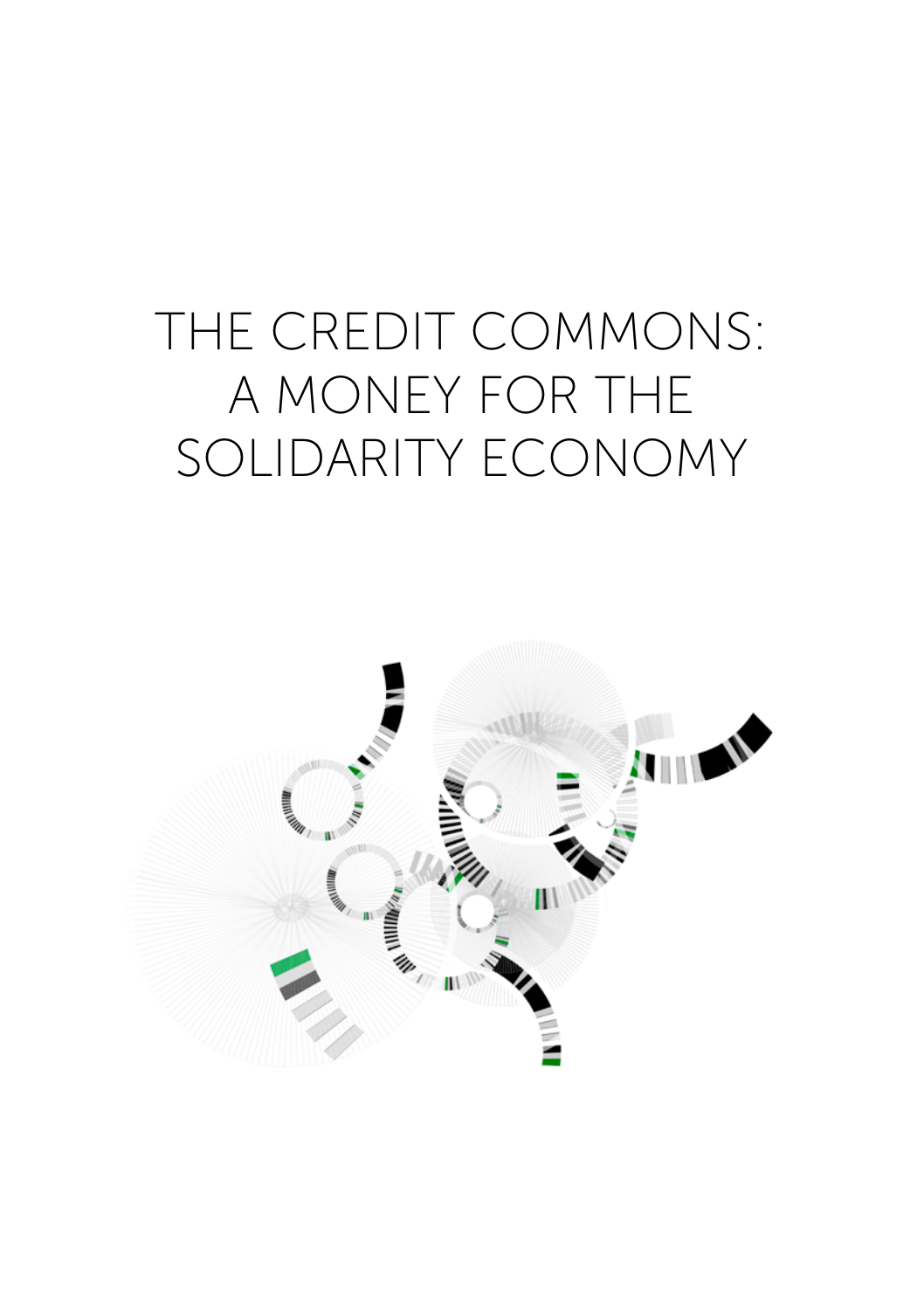# THE CREDIT COMMONS: A MONEY FOR THE SOLIDARITY ECONOMY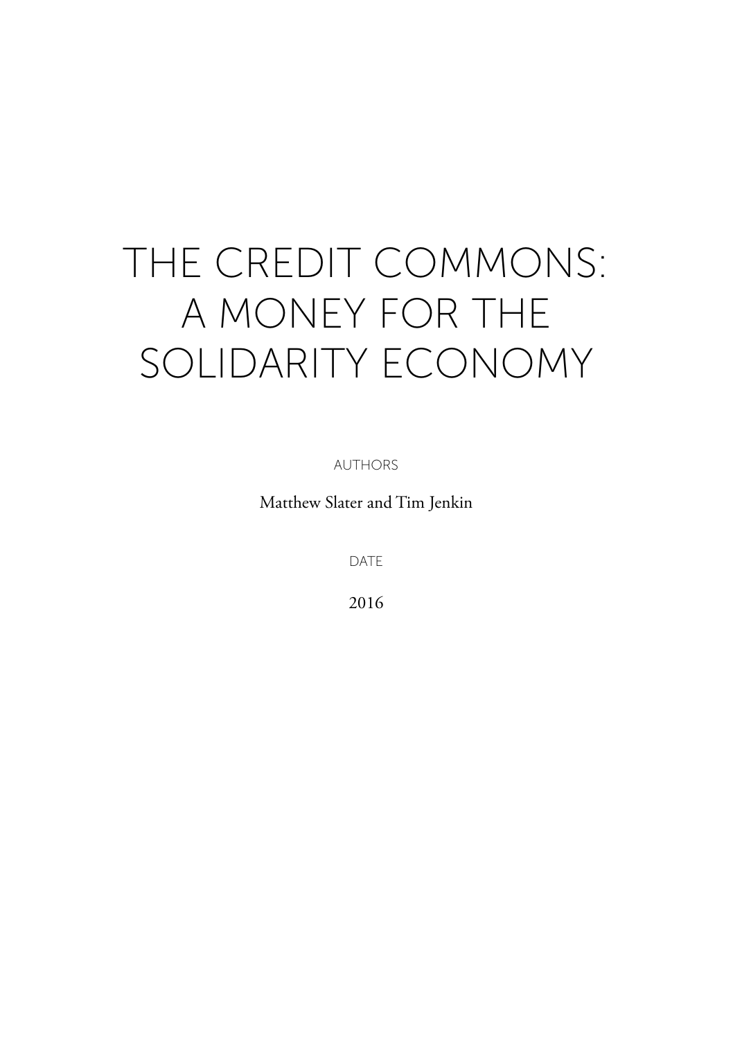# THE CREDIT COMMONS: A MONEY FOR THE SOLIDARITY ECONOMY

AUTHORS

Matthew Slater and Tim Jenkin

DATE

2016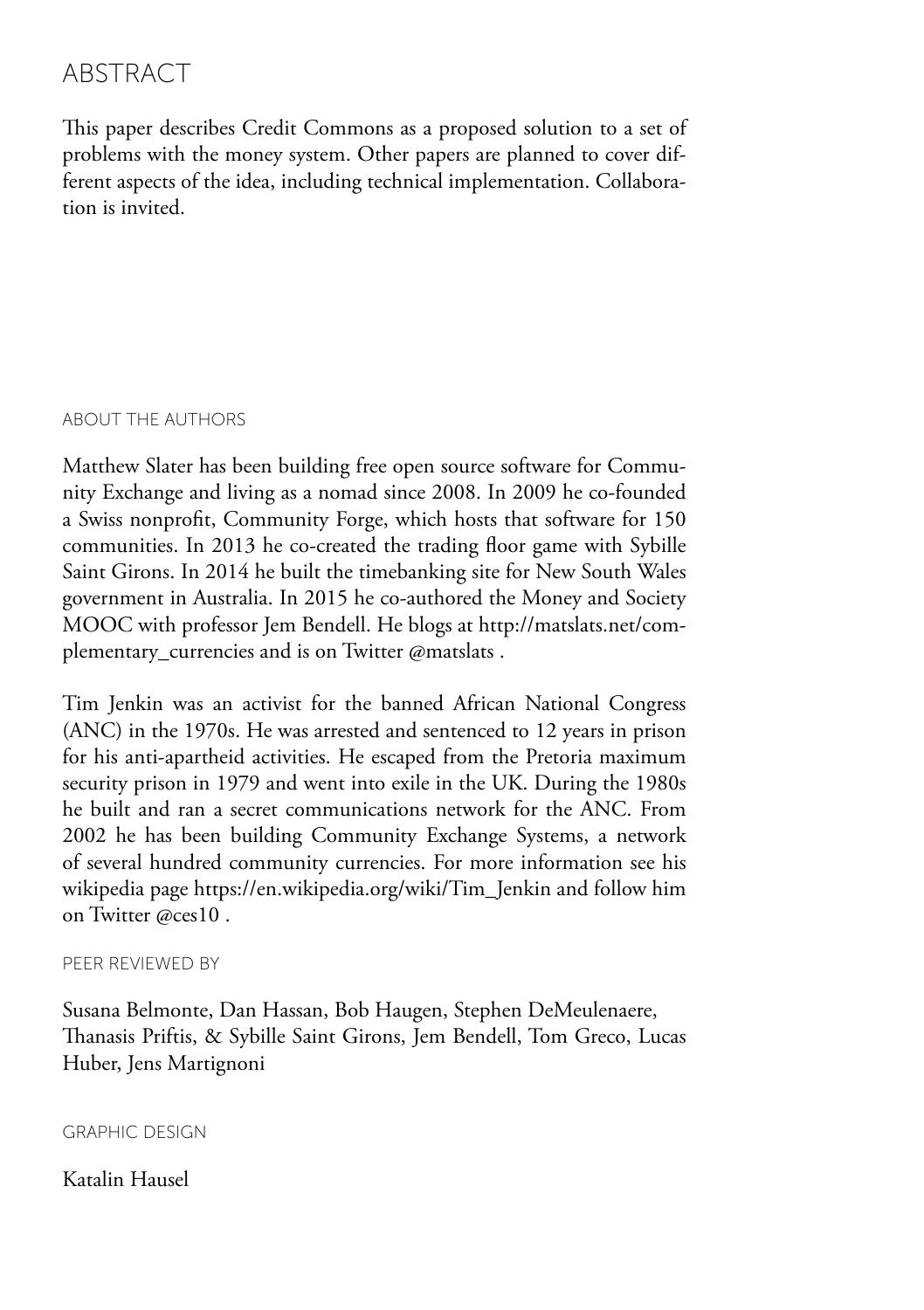# ABSTRACT

This paper describes Credit Commons as a proposed solution to a set of problems with the money system. Other papers are planned to cover different aspects of the idea, including technical implementation. Collaboration is invited.

## ABOUT THE AUTHORS

Matthew Slater has been building free open source software for Community Exchange and living as a nomad since 2008. In 2009 he co-founded a Swiss nonprofit, Community Forge, which hosts that software for 150 communities. In 2013 he co-created the trading floor game with Sybille Saint Girons. In 2014 he built the timebanking site for New South Wales government in Australia. In 2015 he co-authored the Money and Society MOOC with professor Jem Bendell. He blogs at http://matslats.net/complementary_currencies and is on Twitter @matslats .

Tim Jenkin was an activist for the banned African National Congress (ANC) in the 1970s. He was arrested and sentenced to 12 years in prison for his anti-apartheid activities. He escaped from the Pretoria maximum security prison in 1979 and went into exile in the UK. During the 1980s he built and ran a secret communications network for the ANC. From 2002 he has been building Community Exchange Systems, a network of several hundred community currencies. For more information see his wikipedia page https://en.wikipedia.org/wiki/Tim_Jenkin and follow him on Twitter @ces10 .

## PEER REVIEWED BY

Susana Belmonte, Dan Hassan, Bob Haugen, Stephen DeMeulenaere, Thanasis Priftis, & Sybille Saint Girons, Jem Bendell, Tom Greco, Lucas Huber, Jens Martignoni

## GRAPHIC DESIGN

Katalin Hausel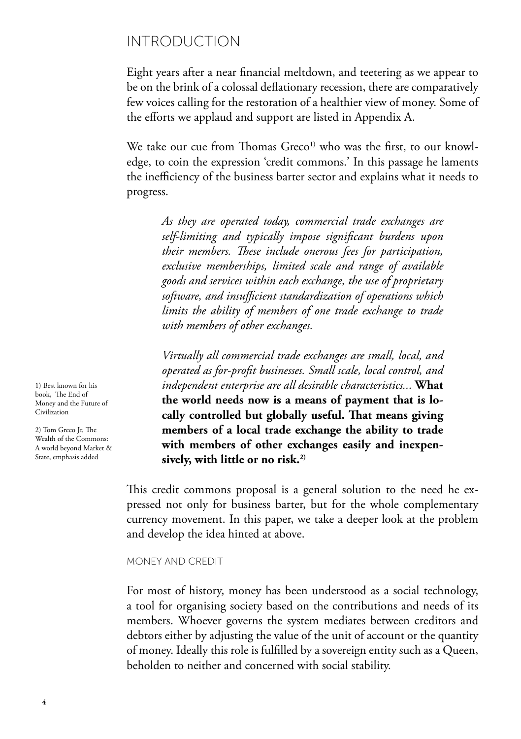# INTRODUCTION

Eight years after a near financial meltdown, and teetering as we appear to be on the brink of a colossal deflationary recession, there are comparatively few voices calling for the restoration of a healthier view of money. Some of the efforts we applaud and support are listed in Appendix A.

We take our cue from Thomas Greco[1] who was the first, to our knowledge, to coin the expression 'credit commons.' In this passage he laments the inefficiency of the business barter sector and explains what it needs to progress.

> *As they are operated today, commercial trade exchanges are self-limiting and typically impose significant burdens upon their members. These include onerous fees for participation, exclusive memberships, limited scale and range of available goods and services within each exchange, the use of proprietary software, and insufficient standardization of operations which limits the ability of members of one trade exchange to trade with members of other exchanges.*
>
> *Virtually all commercial trade exchanges are small, local, and operated as for-profit businesses. Small scale, local control, and independent enterprise are all desirable characteristics...* **What the world needs now is a means of payment that is locally controlled but globally useful. That means giving members of a local trade exchange the ability to trade with members of other exchanges easily and inexpensively, with little or no risk.[2]**

This credit commons proposal is a general solution to the need he expressed not only for business barter, but for the whole complementary currency movement. In this paper, we take a deeper look at the problem and develop the idea hinted at above.

1) Best known for his book, The End of Money and the Future of Civilization

2) Tom Greco Jr, The Wealth of the Commons: A world beyond Market & State, emphasis added

## MONEY AND CREDIT

For most of history, money has been understood as a social technology, a tool for organising society based on the contributions and needs of its members. Whoever governs the system mediates between creditors and debtors either by adjusting the value of the unit of account or the quantity of money. Ideally this role is fulfilled by a sovereign entity such as a Queen, beholden to neither and concerned with social stability.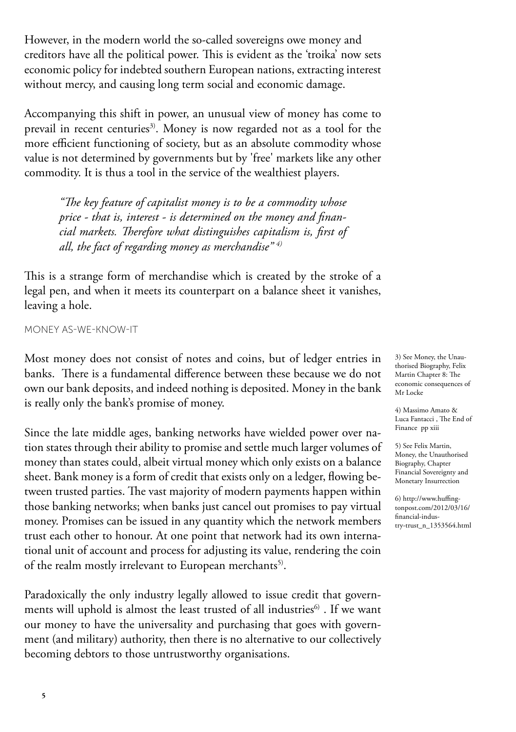However, in the modern world the so-called sovereigns owe money and creditors have all the political power. This is evident as the 'troika' now sets economic policy for indebted southern European nations, extracting interest without mercy, and causing long term social and economic damage.

Accompanying this shift in power, an unusual view of money has come to prevail in recent centuries[3]. Money is now regarded not as a tool for the more efficient functioning of society, but as an absolute commodity whose value is not determined by governments but by 'free' markets like any other commodity. It is thus a tool in the service of the wealthiest players.

> *"The key feature of capitalist money is to be a commodity whose price - that is, interest - is determined on the money and financial markets. Therefore what distinguishes capitalism is, first of all, the fact of regarding money as merchandise"* [4]

This is a strange form of merchandise which is created by the stroke of a legal pen, and when it meets its counterpart on a balance sheet it vanishes, leaving a hole.

## MONEY AS-WE-KNOW-IT

Most money does not consist of notes and coins, but of ledger entries in banks. There is a fundamental difference between these because we do not own our bank deposits, and indeed nothing is deposited. Money in the bank is really only the bank's promise of money.

Since the late middle ages, banking networks have wielded power over nation states through their ability to promise and settle much larger volumes of money than states could, albeit virtual money which only exists on a balance sheet. Bank money is a form of credit that exists only on a ledger, flowing between trusted parties. The vast majority of modern payments happen within those banking networks; when banks just cancel out promises to pay virtual money. Promises can be issued in any quantity which the network members trust each other to honour. At one point that network had its own international unit of account and process for adjusting its value, rendering the coin of the realm mostly irrelevant to European merchants[5].

Paradoxically the only industry legally allowed to issue credit that governments will uphold is almost the least trusted of all industries[6] . If we want our money to have the universality and purchasing that goes with government (and military) authority, then there is no alternative to our collectively becoming debtors to those untrustworthy organisations.

3) See Money, the Unauthorised Biography, Felix Martin Chapter 8: The economic consequences of Mr Locke

4) Massimo Amato & Luca Fantacci , The End of Finance pp xiii

5) See Felix Martin, Money, the Unauthorised Biography, Chapter Financial Sovereignty and Monetary Insurrection

6) http://www.huffingtonpost.com/2012/03/16/financial-industry-trust_n_1353564.html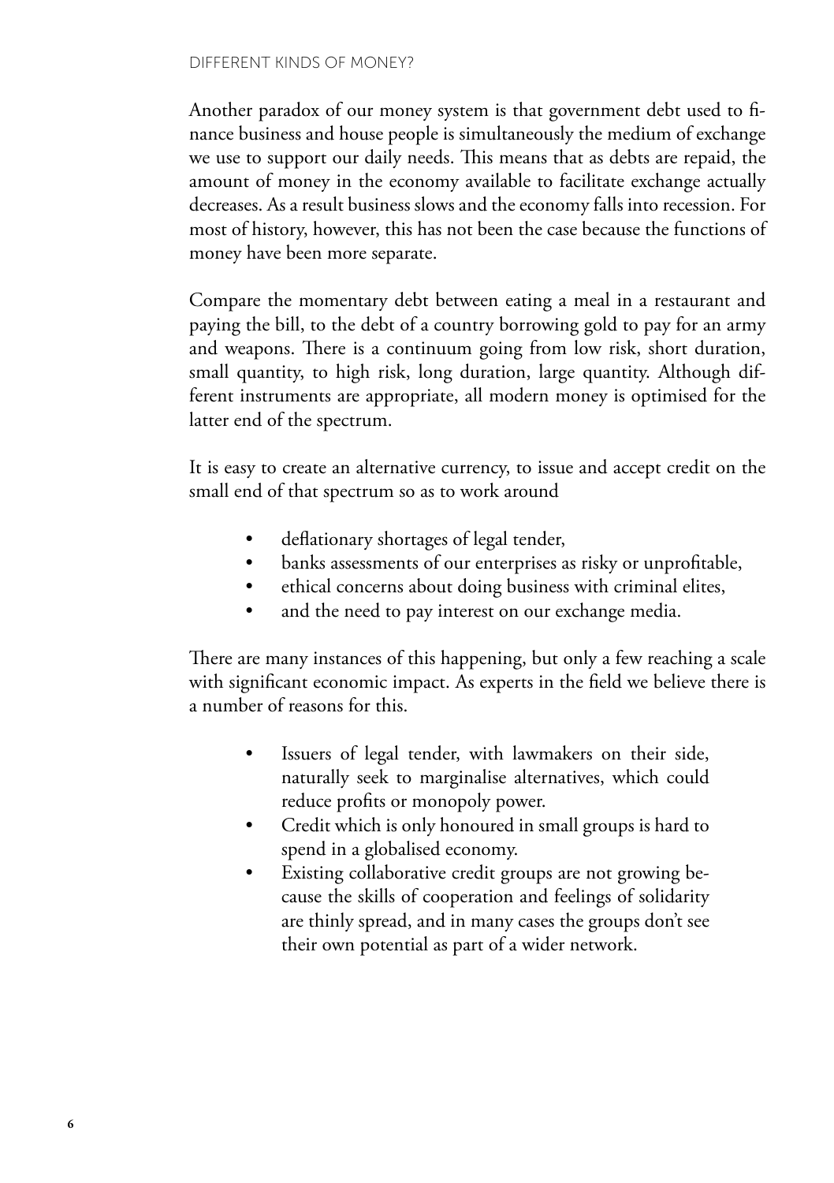Another paradox of our money system is that government debt used to finance business and house people is simultaneously the medium of exchange we use to support our daily needs. This means that as debts are repaid, the amount of money in the economy available to facilitate exchange actually decreases. As a result business slows and the economy falls into recession. For most of history, however, this has not been the case because the functions of money have been more separate.

Compare the momentary debt between eating a meal in a restaurant and paying the bill, to the debt of a country borrowing gold to pay for an army and weapons. There is a continuum going from low risk, short duration, small quantity, to high risk, long duration, large quantity. Although different instruments are appropriate, all modern money is optimised for the latter end of the spectrum.

It is easy to create an alternative currency, to issue and accept credit on the small end of that spectrum so as to work around

- deflationary shortages of legal tender,
- banks assessments of our enterprises as risky or unprofitable,
- ethical concerns about doing business with criminal elites,
- and the need to pay interest on our exchange media.

There are many instances of this happening, but only a few reaching a scale with significant economic impact. As experts in the field we believe there is a number of reasons for this.

- Issuers of legal tender, with lawmakers on their side, naturally seek to marginalise alternatives, which could reduce profits or monopoly power.
- Credit which is only honoured in small groups is hard to spend in a globalised economy.
- Existing collaborative credit groups are not growing because the skills of cooperation and feelings of solidarity are thinly spread, and in many cases the groups don't see their own potential as part of a wider network.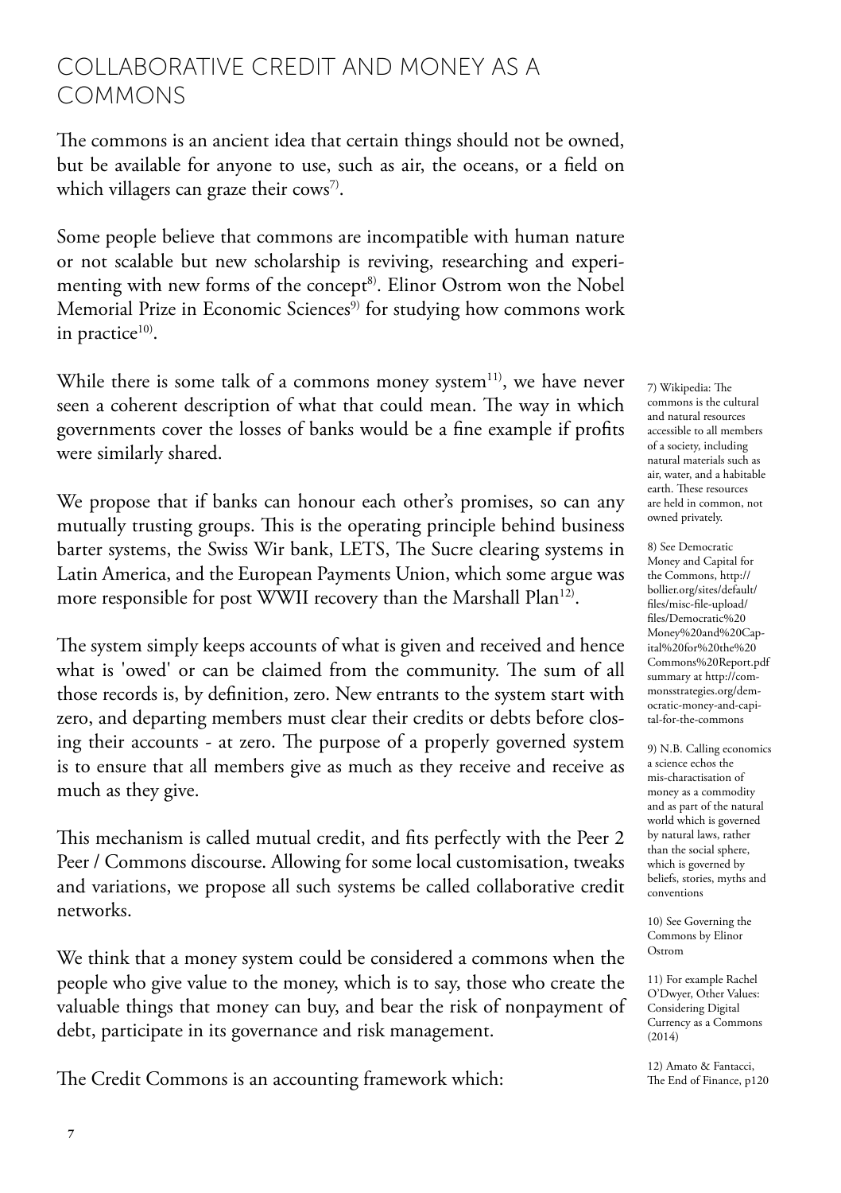## COLLABORATIVE CREDIT AND MONEY AS A COMMONS

The commons is an ancient idea that certain things should not be owned, but be available for anyone to use, such as air, the oceans, or a field on which villagers can graze their cows[7].

Some people believe that commons are incompatible with human nature or not scalable but new scholarship is reviving, researching and experimenting with new forms of the concept[8]. Elinor Ostrom won the Nobel Memorial Prize in Economic Sciences[9] for studying how commons work in practice[10].

While there is some talk of a commons money system[11], we have never seen a coherent description of what that could mean. The way in which governments cover the losses of banks would be a fine example if profits were similarly shared.

We propose that if banks can honour each other's promises, so can any mutually trusting groups. This is the operating principle behind business barter systems, the Swiss Wir bank, LETS, The Sucre clearing systems in Latin America, and the European Payments Union, which some argue was more responsible for post WWII recovery than the Marshall Plan[12].

The system simply keeps accounts of what is given and received and hence what is 'owed' or can be claimed from the community. The sum of all those records is, by definition, zero. New entrants to the system start with zero, and departing members must clear their credits or debts before closing their accounts - at zero. The purpose of a properly governed system is to ensure that all members give as much as they receive and receive as much as they give.

This mechanism is called mutual credit, and fits perfectly with the Peer 2 Peer / Commons discourse. Allowing for some local customisation, tweaks and variations, we propose all such systems be called collaborative credit networks.

We think that a money system could be considered a commons when the people who give value to the money, which is to say, those who create the valuable things that money can buy, and bear the risk of nonpayment of debt, participate in its governance and risk management.

The Credit Commons is an accounting framework which:

---

7) Wikipedia: The commons is the cultural and natural resources accessible to all members of a society, including natural materials such as air, water, and a habitable earth. These resources are held in common, not owned privately.

8) See Democratic Money and Capital for the Commons, http://bollier.org/sites/default/files/misc-file-upload/files/Democratic%20Money%20and%20Capital%20for%20the%20Commons%20Report.pdf summary at http://commonsstrategies.org/democratic-money-and-capital-for-the-commons

9) N.B. Calling economics a science echos the mis-charactisation of money as a commodity and as part of the natural world which is governed by natural laws, rather than the social sphere, which is governed by beliefs, stories, myths and conventions

10) See Governing the Commons by Elinor Ostrom

11) For example Rachel O'Dwyer, Other Values: Considering Digital Currency as a Commons (2014)

12) Amato & Fantacci, The End of Finance, p120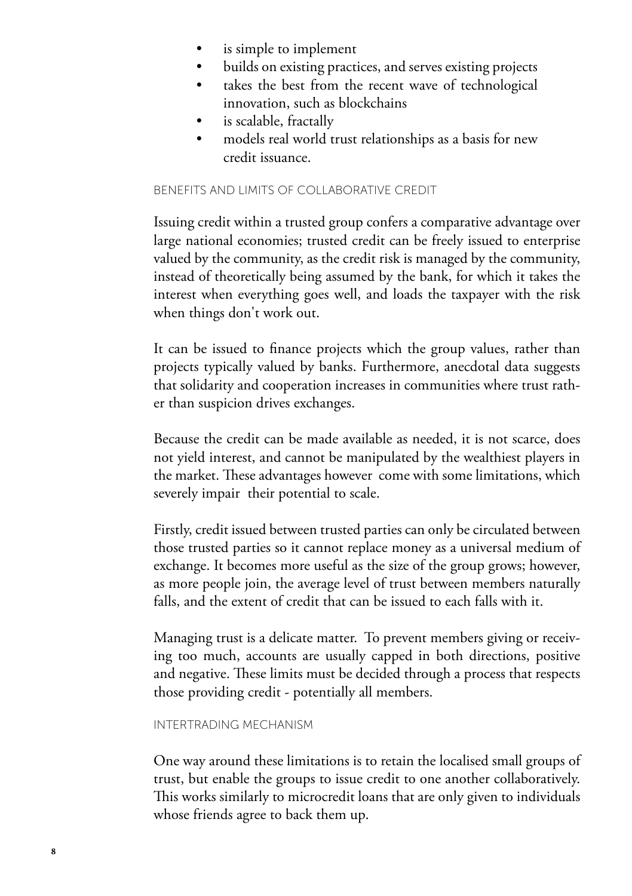- is simple to implement
- builds on existing practices, and serves existing projects
- takes the best from the recent wave of technological innovation, such as blockchains
- is scalable, fractally
- models real world trust relationships as a basis for new credit issuance.

## BENEFITS AND LIMITS OF COLLABORATIVE CREDIT

Issuing credit within a trusted group confers a comparative advantage over large national economies; trusted credit can be freely issued to enterprise valued by the community, as the credit risk is managed by the community, instead of theoretically being assumed by the bank, for which it takes the interest when everything goes well, and loads the taxpayer with the risk when things don't work out.

It can be issued to finance projects which the group values, rather than projects typically valued by banks. Furthermore, anecdotal data suggests that solidarity and cooperation increases in communities where trust rather than suspicion drives exchanges.

Because the credit can be made available as needed, it is not scarce, does not yield interest, and cannot be manipulated by the wealthiest players in the market. These advantages however come with some limitations, which severely impair their potential to scale.

Firstly, credit issued between trusted parties can only be circulated between those trusted parties so it cannot replace money as a universal medium of exchange. It becomes more useful as the size of the group grows; however, as more people join, the average level of trust between members naturally falls, and the extent of credit that can be issued to each falls with it.

Managing trust is a delicate matter. To prevent members giving or receiving too much, accounts are usually capped in both directions, positive and negative. These limits must be decided through a process that respects those providing credit - potentially all members.

## INTERTRADING MECHANISM

One way around these limitations is to retain the localised small groups of trust, but enable the groups to issue credit to one another collaboratively. This works similarly to microcredit loans that are only given to individuals whose friends agree to back them up.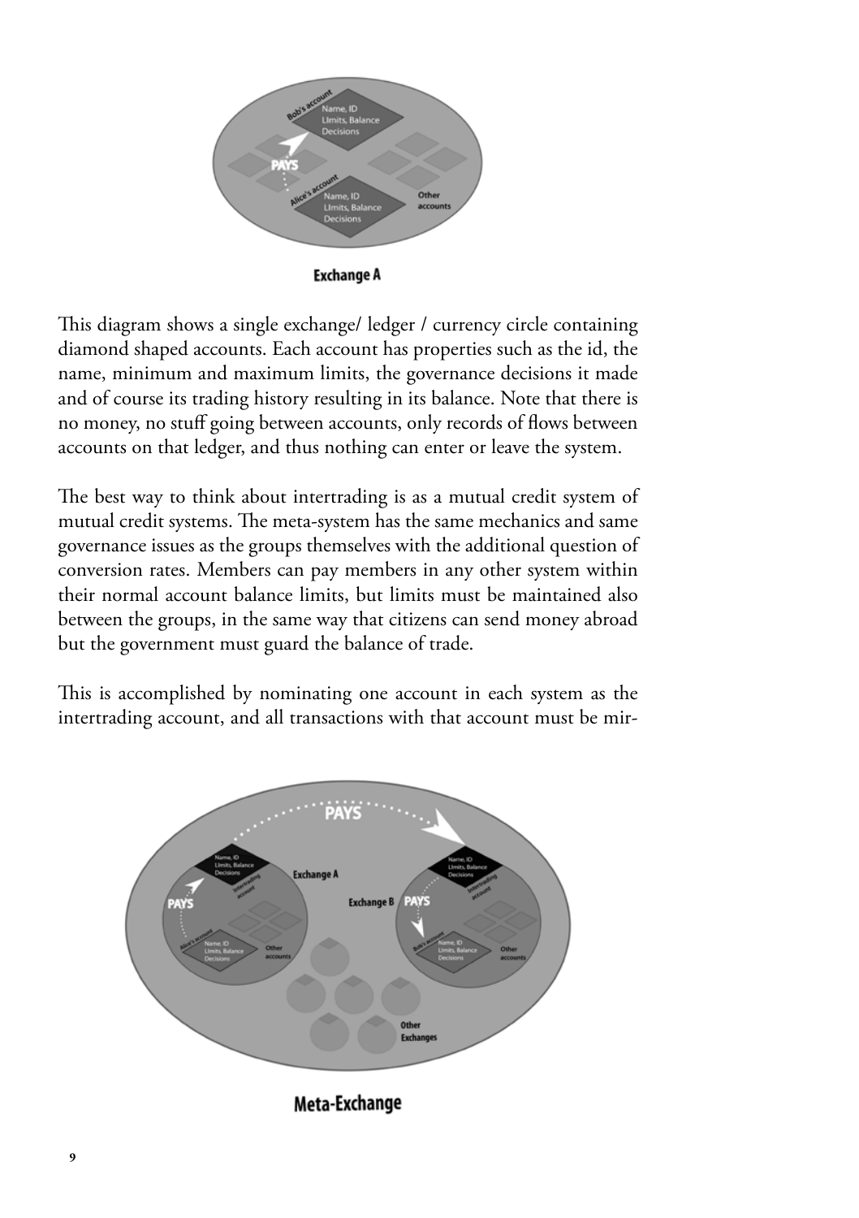This diagram shows a single exchange/ ledger / currency circle containing diamond shaped accounts. Each account has properties such as the id, the name, minimum and maximum limits, the governance decisions it made and of course its trading history resulting in its balance. Note that there is no money, no stuff going between accounts, only records of flows between accounts on that ledger, and thus nothing can enter or leave the system.

The best way to think about intertrading is as a mutual credit system of mutual credit systems. The meta-system has the same mechanics and same governance issues as the groups themselves with the additional question of conversion rates. Members can pay members in any other system within their normal account balance limits, but limits must be maintained also between the groups, in the same way that citizens can send money abroad but the government must guard the balance of trade.

This is accomplished by nominating one account in each system as the intertrading account, and all transactions with that account must be mir-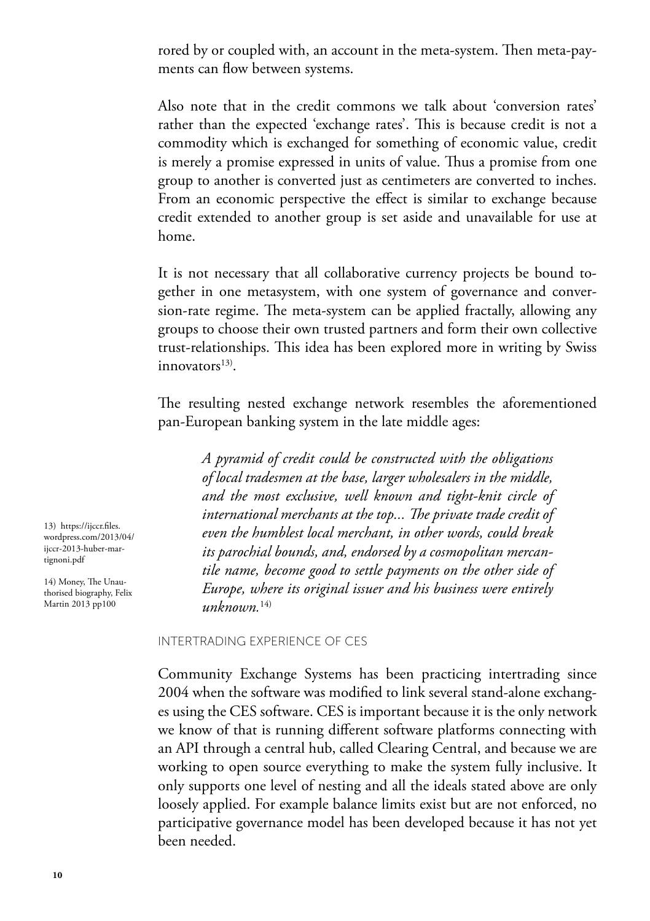rored by or coupled with, an account in the meta-system. Then meta-payments can flow between systems.

Also note that in the credit commons we talk about 'conversion rates' rather than the expected 'exchange rates'. This is because credit is not a commodity which is exchanged for something of economic value, credit is merely a promise expressed in units of value. Thus a promise from one group to another is converted just as centimeters are converted to inches. From an economic perspective the effect is similar to exchange because credit extended to another group is set aside and unavailable for use at home.

It is not necessary that all collaborative currency projects be bound together in one metasystem, with one system of governance and conversion-rate regime. The meta-system can be applied fractally, allowing any groups to choose their own trusted partners and form their own collective trust-relationships. This idea has been explored more in writing by Swiss innovators[13].

The resulting nested exchange network resembles the aforementioned pan-European banking system in the late middle ages:

> *A pyramid of credit could be constructed with the obligations of local tradesmen at the base, larger wholesalers in the middle, and the most exclusive, well known and tight-knit circle of international merchants at the top... The private trade credit of even the humblest local merchant, in other words, could break its parochial bounds, and, endorsed by a cosmopolitan mercantile name, become good to settle payments on the other side of Europe, where its original issuer and his business were entirely unknown.*[14]

13) https://ijccr.files.wordpress.com/2013/04/ijccr-2013-huber-martignoni.pdf

14) Money, The Unauthorised biography, Felix Martin 2013 pp100

## INTERTRADING EXPERIENCE OF CES

Community Exchange Systems has been practicing intertrading since 2004 when the software was modified to link several stand-alone exchanges using the CES software. CES is important because it is the only network we know of that is running different software platforms connecting with an API through a central hub, called Clearing Central, and because we are working to open source everything to make the system fully inclusive. It only supports one level of nesting and all the ideals stated above are only loosely applied. For example balance limits exist but are not enforced, no participative governance model has been developed because it has not yet been needed.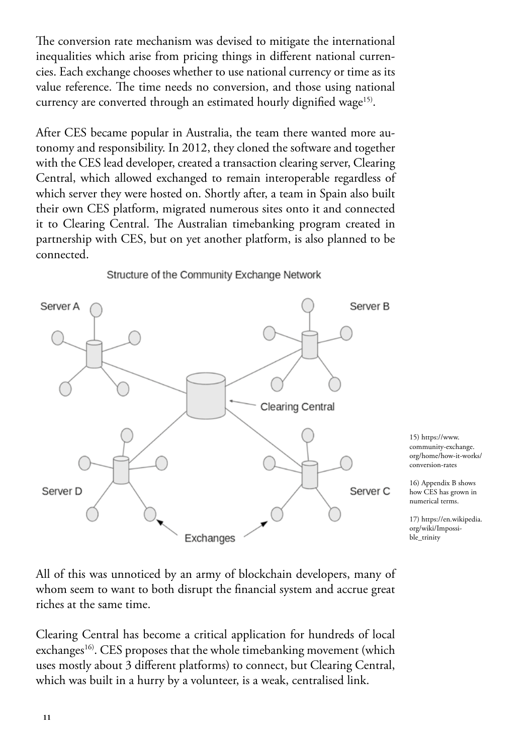The conversion rate mechanism was devised to mitigate the international inequalities which arise from pricing things in different national currencies. Each exchange chooses whether to use national currency or time as its value reference. The time needs no conversion, and those using national currency are converted through an estimated hourly dignified wage[15].

After CES became popular in Australia, the team there wanted more autonomy and responsibility. In 2012, they cloned the software and together with the CES lead developer, created a transaction clearing server, Clearing Central, which allowed exchanged to remain interoperable regardless of which server they were hosted on. Shortly after, a team in Spain also built their own CES platform, migrated numerous sites onto it and connected it to Clearing Central. The Australian timebanking program created in partnership with CES, but on yet another platform, is also planned to be connected.

Structure of the Community Exchange Network

Server A — Server B — Clearing Central — Server D — Server C — Exchanges

All of this was unnoticed by an army of blockchain developers, many of whom seem to want to both disrupt the financial system and accrue great riches at the same time.

Clearing Central has become a critical application for hundreds of local exchanges[16]. CES proposes that the whole timebanking movement (which uses mostly about 3 different platforms) to connect, but Clearing Central, which was built in a hurry by a volunteer, is a weak, centralised link.

15) https://www.community-exchange.org/home/how-it-works/conversion-rates

16) Appendix B shows how CES has grown in numerical terms.

17) https://en.wikipedia.org/wiki/Impossible_trinity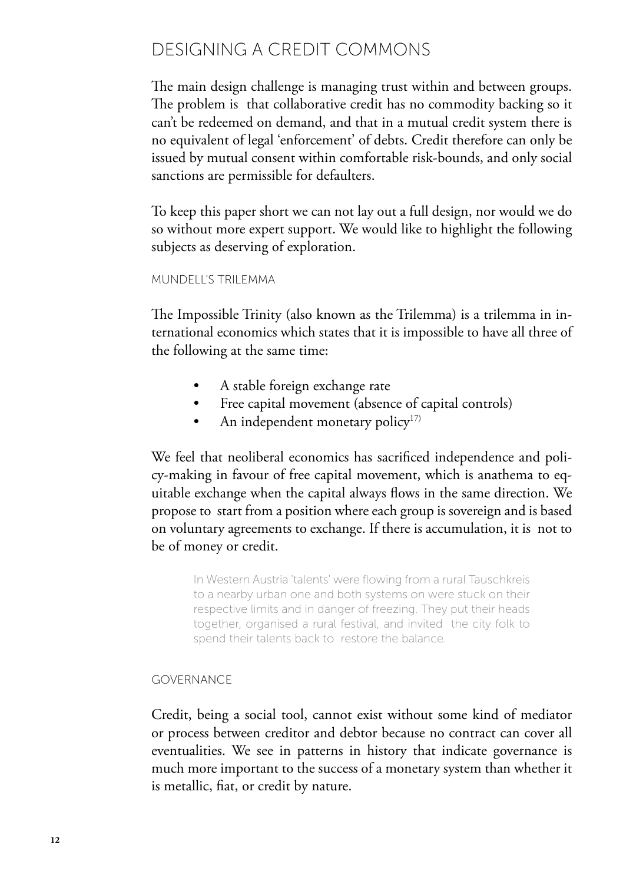## DESIGNING A CREDIT COMMONS

The main design challenge is managing trust within and between groups. The problem is that collaborative credit has no commodity backing so it can't be redeemed on demand, and that in a mutual credit system there is no equivalent of legal 'enforcement' of debts. Credit therefore can only be issued by mutual consent within comfortable risk-bounds, and only social sanctions are permissible for defaulters.

To keep this paper short we can not lay out a full design, nor would we do so without more expert support. We would like to highlight the following subjects as deserving of exploration.

### MUNDELL'S TRILEMMA

The Impossible Trinity (also known as the Trilemma) is a trilemma in international economics which states that it is impossible to have all three of the following at the same time:

- A stable foreign exchange rate
- Free capital movement (absence of capital controls)
- An independent monetary policy[17)]

We feel that neoliberal economics has sacrificed independence and policy-making in favour of free capital movement, which is anathema to equitable exchange when the capital always flows in the same direction. We propose to start from a position where each group is sovereign and is based on voluntary agreements to exchange. If there is accumulation, it is not to be of money or credit.

> In Western Austria 'talents' were flowing from a rural Tauschkreis to a nearby urban one and both systems on were stuck on their respective limits and in danger of freezing. They put their heads together, organised a rural festival, and invited the city folk to spend their talents back to restore the balance.

### GOVERNANCE

Credit, being a social tool, cannot exist without some kind of mediator or process between creditor and debtor because no contract can cover all eventualities. We see in patterns in history that indicate governance is much more important to the success of a monetary system than whether it is metallic, fiat, or credit by nature.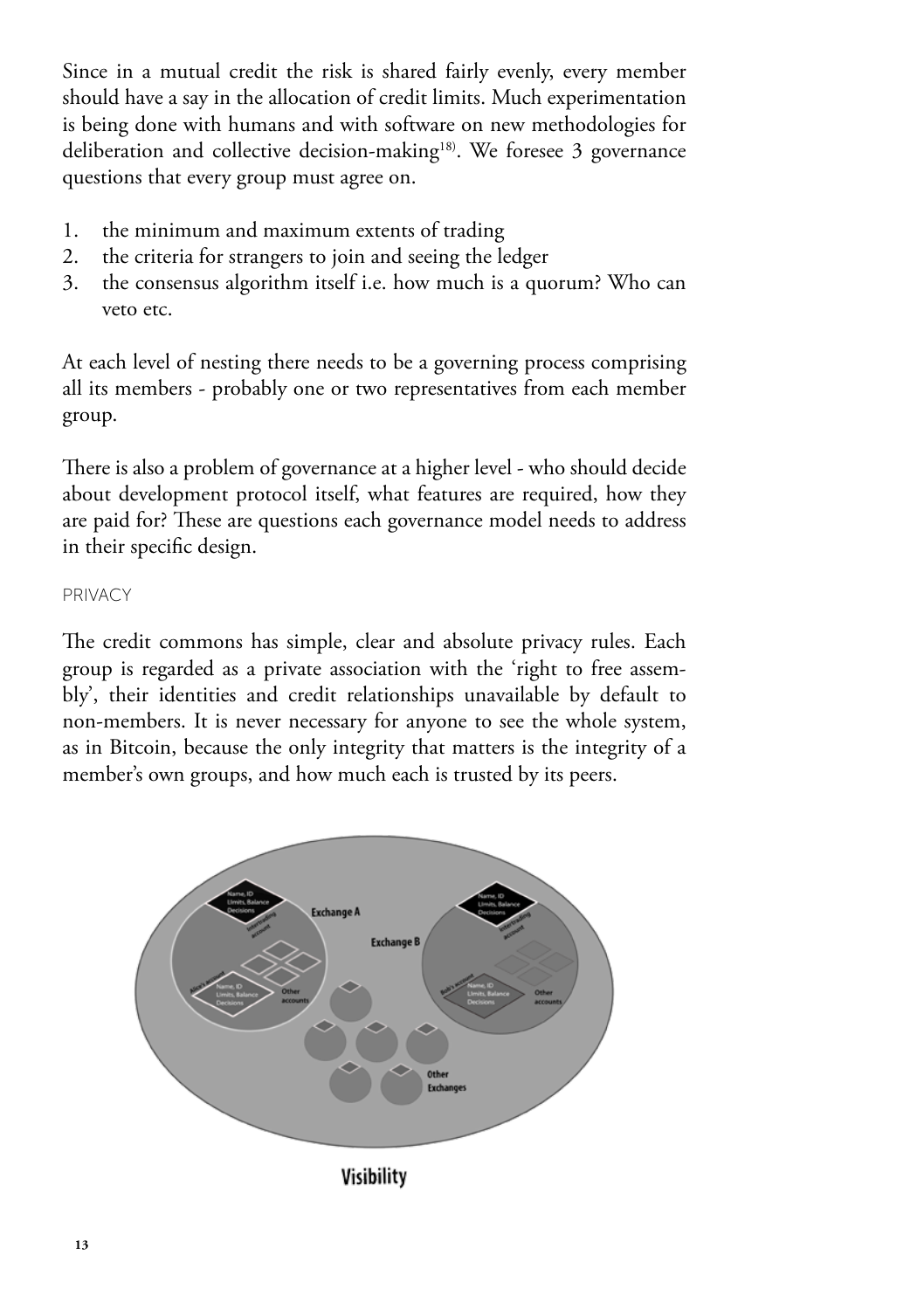Since in a mutual credit the risk is shared fairly evenly, every member should have a say in the allocation of credit limits. Much experimentation is being done with humans and with software on new methodologies for deliberation and collective decision-making[18]). We foresee 3 governance questions that every group must agree on.

1. the minimum and maximum extents of trading
2. the criteria for strangers to join and seeing the ledger
3. the consensus algorithm itself i.e. how much is a quorum? Who can veto etc.

At each level of nesting there needs to be a governing process comprising all its members - probably one or two representatives from each member group.

There is also a problem of governance at a higher level - who should decide about development protocol itself, what features are required, how they are paid for? These are questions each governance model needs to address in their specific design.

### PRIVACY

The credit commons has simple, clear and absolute privacy rules. Each group is regarded as a private association with the 'right to free assembly', their identities and credit relationships unavailable by default to non-members. It is never necessary for anyone to see the whole system, as in Bitcoin, because the only integrity that matters is the integrity of a member's own groups, and how much each is trusted by its peers.

Visibility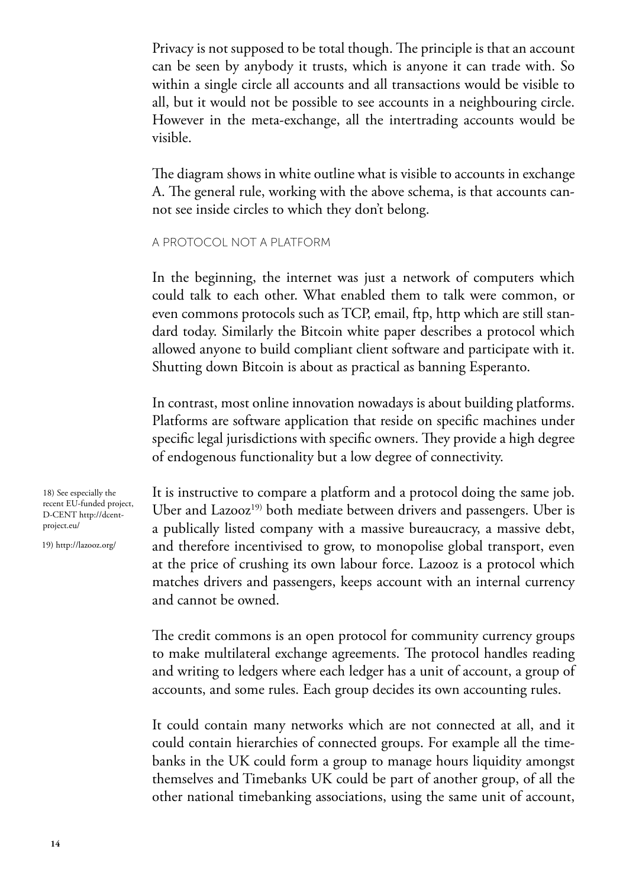Privacy is not supposed to be total though. The principle is that an account can be seen by anybody it trusts, which is anyone it can trade with. So within a single circle all accounts and all transactions would be visible to all, but it would not be possible to see accounts in a neighbouring circle. However in the meta-exchange, all the intertrading accounts would be visible.

The diagram shows in white outline what is visible to accounts in exchange A. The general rule, working with the above schema, is that accounts cannot see inside circles to which they don't belong.

### A PROTOCOL NOT A PLATFORM

In the beginning, the internet was just a network of computers which could talk to each other. What enabled them to talk were common, or even commons protocols such as TCP, email, ftp, http which are still standard today. Similarly the Bitcoin white paper describes a protocol which allowed anyone to build compliant client software and participate with it. Shutting down Bitcoin is about as practical as banning Esperanto.

In contrast, most online innovation nowadays is about building platforms. Platforms are software application that reside on specific machines under specific legal jurisdictions with specific owners. They provide a high degree of endogenous functionality but a low degree of connectivity.

It is instructive to compare a platform and a protocol doing the same job. Uber and Lazooz[19] both mediate between drivers and passengers. Uber is a publically listed company with a massive bureaucracy, a massive debt, and therefore incentivised to grow, to monopolise global transport, even at the price of crushing its own labour force. Lazooz is a protocol which matches drivers and passengers, keeps account with an internal currency and cannot be owned.

The credit commons is an open protocol for community currency groups to make multilateral exchange agreements. The protocol handles reading and writing to ledgers where each ledger has a unit of account, a group of accounts, and some rules. Each group decides its own accounting rules.

It could contain many networks which are not connected at all, and it could contain hierarchies of connected groups. For example all the timebanks in the UK could form a group to manage hours liquidity amongst themselves and Timebanks UK could be part of another group, of all the other national timebanking associations, using the same unit of account,

18) See especially the recent EU-funded project, D-CENT http://dcent-project.eu/

19) http://lazooz.org/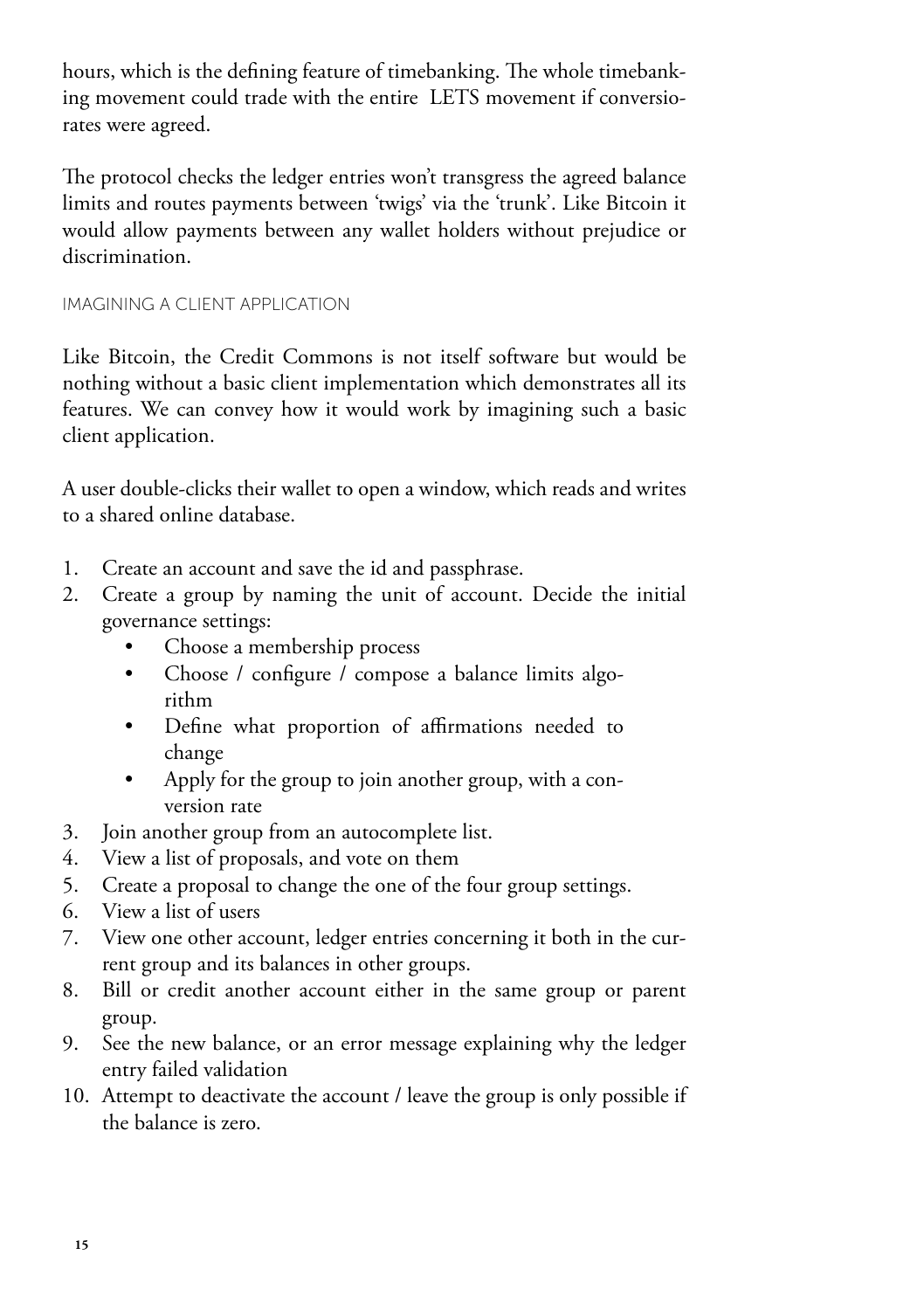hours, which is the defining feature of timebanking. The whole timebanking movement could trade with the entire LETS movement if conversiorates were agreed.

The protocol checks the ledger entries won't transgress the agreed balance limits and routes payments between 'twigs' via the 'trunk'. Like Bitcoin it would allow payments between any wallet holders without prejudice or discrimination.

### IMAGINING A CLIENT APPLICATION

Like Bitcoin, the Credit Commons is not itself software but would be nothing without a basic client implementation which demonstrates all its features. We can convey how it would work by imagining such a basic client application.

A user double-clicks their wallet to open a window, which reads and writes to a shared online database.

1. Create an account and save the id and passphrase.
2. Create a group by naming the unit of account. Decide the initial governance settings:
   - Choose a membership process
   - Choose / configure / compose a balance limits algorithm
   - Define what proportion of affirmations needed to change
   - Apply for the group to join another group, with a conversion rate
3. Join another group from an autocomplete list.
4. View a list of proposals, and vote on them
5. Create a proposal to change the one of the four group settings.
6. View a list of users
7. View one other account, ledger entries concerning it both in the current group and its balances in other groups.
8. Bill or credit another account either in the same group or parent group.
9. See the new balance, or an error message explaining why the ledger entry failed validation
10. Attempt to deactivate the account / leave the group is only possible if the balance is zero.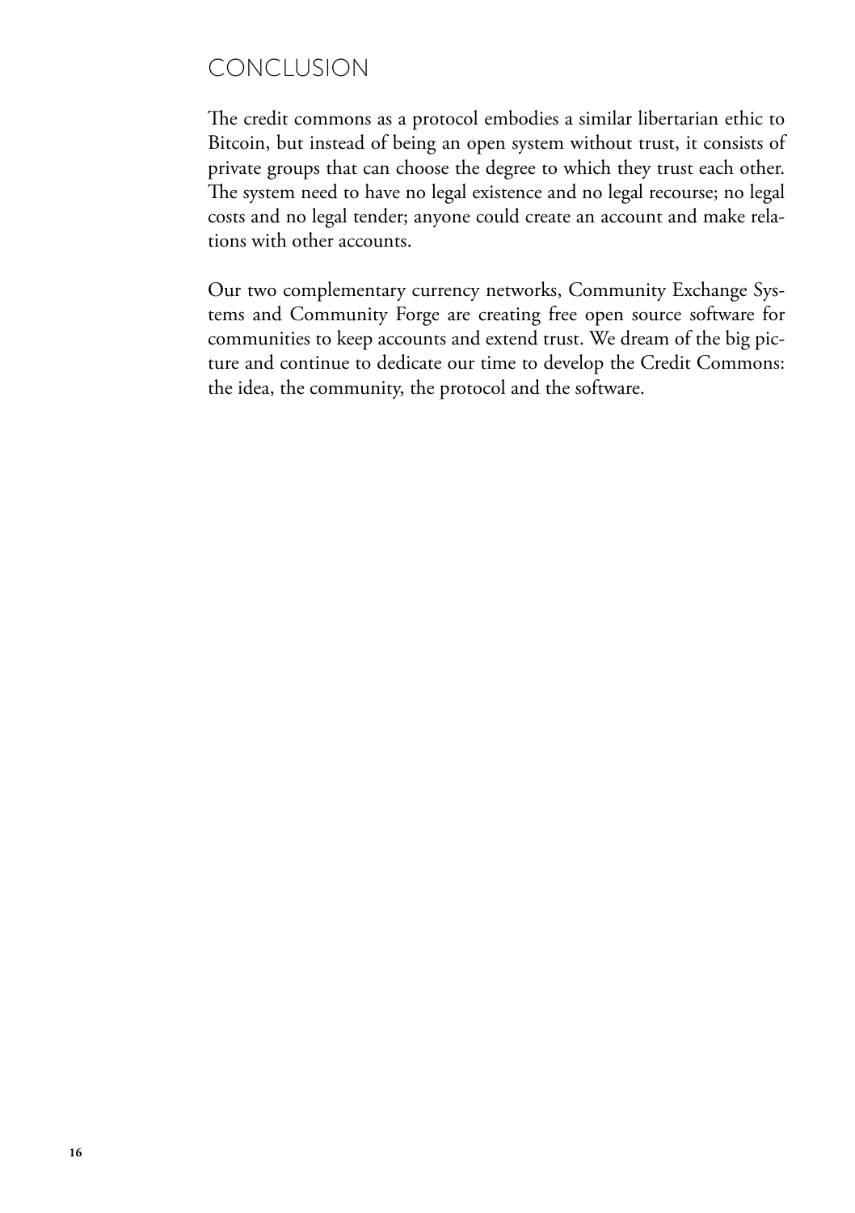## CONCLUSION

The credit commons as a protocol embodies a similar libertarian ethic to Bitcoin, but instead of being an open system without trust, it consists of private groups that can choose the degree to which they trust each other. The system need to have no legal existence and no legal recourse; no legal costs and no legal tender; anyone could create an account and make relations with other accounts.

Our two complementary currency networks, Community Exchange Systems and Community Forge are creating free open source software for communities to keep accounts and extend trust. We dream of the big picture and continue to dedicate our time to develop the Credit Commons: the idea, the community, the protocol and the software.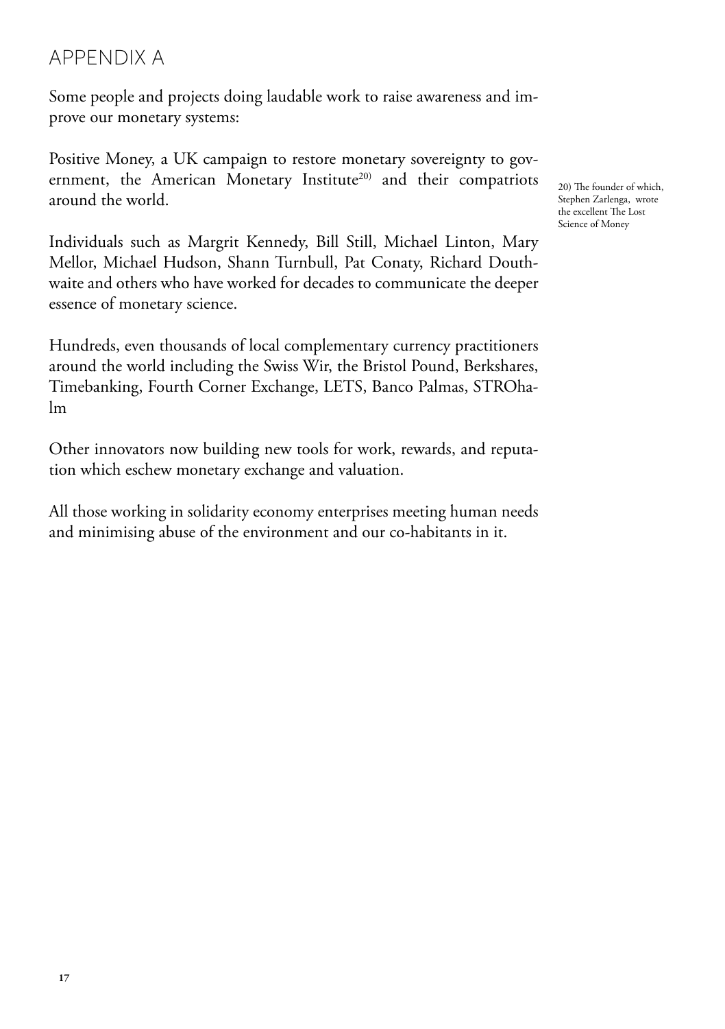# APPENDIX A

Some people and projects doing laudable work to raise awareness and improve our monetary systems:

Positive Money, a UK campaign to restore monetary sovereignty to government, the American Monetary Institute[20] and their compatriots around the world.

20) The founder of which, Stephen Zarlenga, wrote the excellent The Lost Science of Money

Individuals such as Margrit Kennedy, Bill Still, Michael Linton, Mary Mellor, Michael Hudson, Shann Turnbull, Pat Conaty, Richard Douthwaite and others who have worked for decades to communicate the deeper essence of monetary science.

Hundreds, even thousands of local complementary currency practitioners around the world including the Swiss Wir, the Bristol Pound, Berkshares, Timebanking, Fourth Corner Exchange, LETS, Banco Palmas, STROhalm

Other innovators now building new tools for work, rewards, and reputation which eschew monetary exchange and valuation.

All those working in solidarity economy enterprises meeting human needs and minimising abuse of the environment and our co-habitants in it.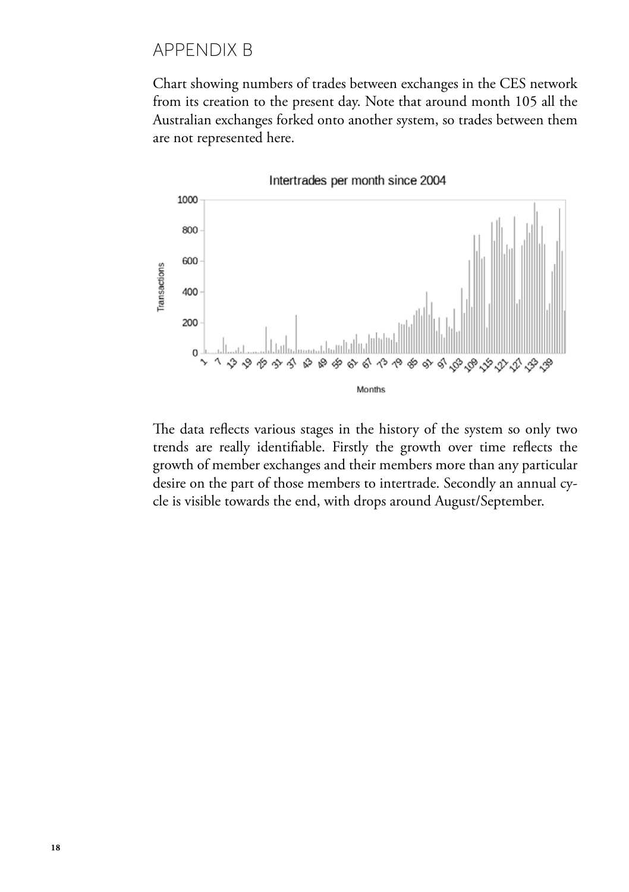## APPENDIX B

Chart showing numbers of trades between exchanges in the CES network from its creation to the present day. Note that around month 105 all the Australian exchanges forked onto another system, so trades between them are not represented here.

Intertrades per month since 2004

Transactions

1000
800
600
400
200
0

1 7 13 19 25 31 37 43 49 55 61 67 73 79 85 91 97 103 109 115 121 127 133 139

Months

The data reflects various stages in the history of the system so only two trends are really identifiable. Firstly the growth over time reflects the growth of member exchanges and their members more than any particular desire on the part of those members to intertrade. Secondly an annual cycle is visible towards the end, with drops around August/September.